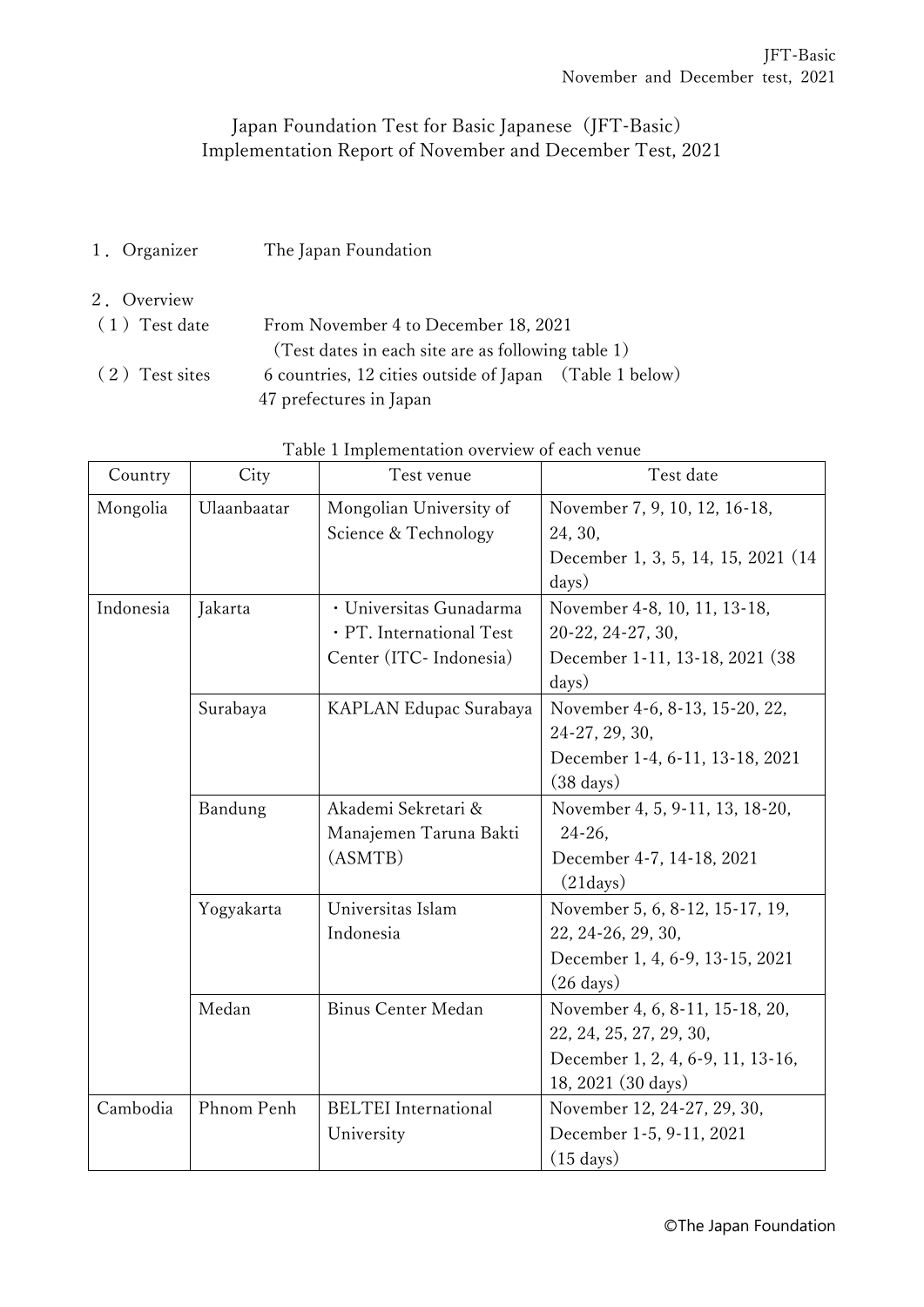# Japan Foundation Test for Basic Japanese（JFT-Basic） Implementation Report of November and December Test, 2021

１．Organizer　　　The Japan Foundation

２．Overview

（１）Test date　　　From November 4 to December 18, 2021
（Test dates in each site are as following table 1）

（２）Test sites　　　6 countries, 12 cities outside of Japan　（Table 1 below）
47 prefectures in Japan

Table 1 Implementation overview of each venue

| Country | City | Test venue | Test date |
|---|---|---|---|
| Mongolia | Ulaanbaatar | Mongolian University of Science & Technology | November 7, 9, 10, 12, 16-18, 24, 30, December 1, 3, 5, 14, 15, 2021 (14 days) |
| Indonesia | Jakarta | ・Universitas Gunadarma ・PT. International Test Center (ITC- Indonesia) | November 4-8, 10, 11, 13-18, 20-22, 24-27, 30, December 1-11, 13-18, 2021 (38 days) |
| | Surabaya | KAPLAN Edupac Surabaya | November 4-6, 8-13, 15-20, 22, 24-27, 29, 30, December 1-4, 6-11, 13-18, 2021 (38 days) |
| | Bandung | Akademi Sekretari & Manajemen Taruna Bakti (ASMTB) | November 4, 5, 9-11, 13, 18-20, 24-26, December 4-7, 14-18, 2021 (21days) |
| | Yogyakarta | Universitas Islam Indonesia | November 5, 6, 8-12, 15-17, 19, 22, 24-26, 29, 30, December 1, 4, 6-9, 13-15, 2021 (26 days) |
| | Medan | Binus Center Medan | November 4, 6, 8-11, 15-18, 20, 22, 24, 25, 27, 29, 30, December 1, 2, 4, 6-9, 11, 13-16, 18, 2021 (30 days) |
| Cambodia | Phnom Penh | BELTEI International University | November 12, 24-27, 29, 30, December 1-5, 9-11, 2021 (15 days) |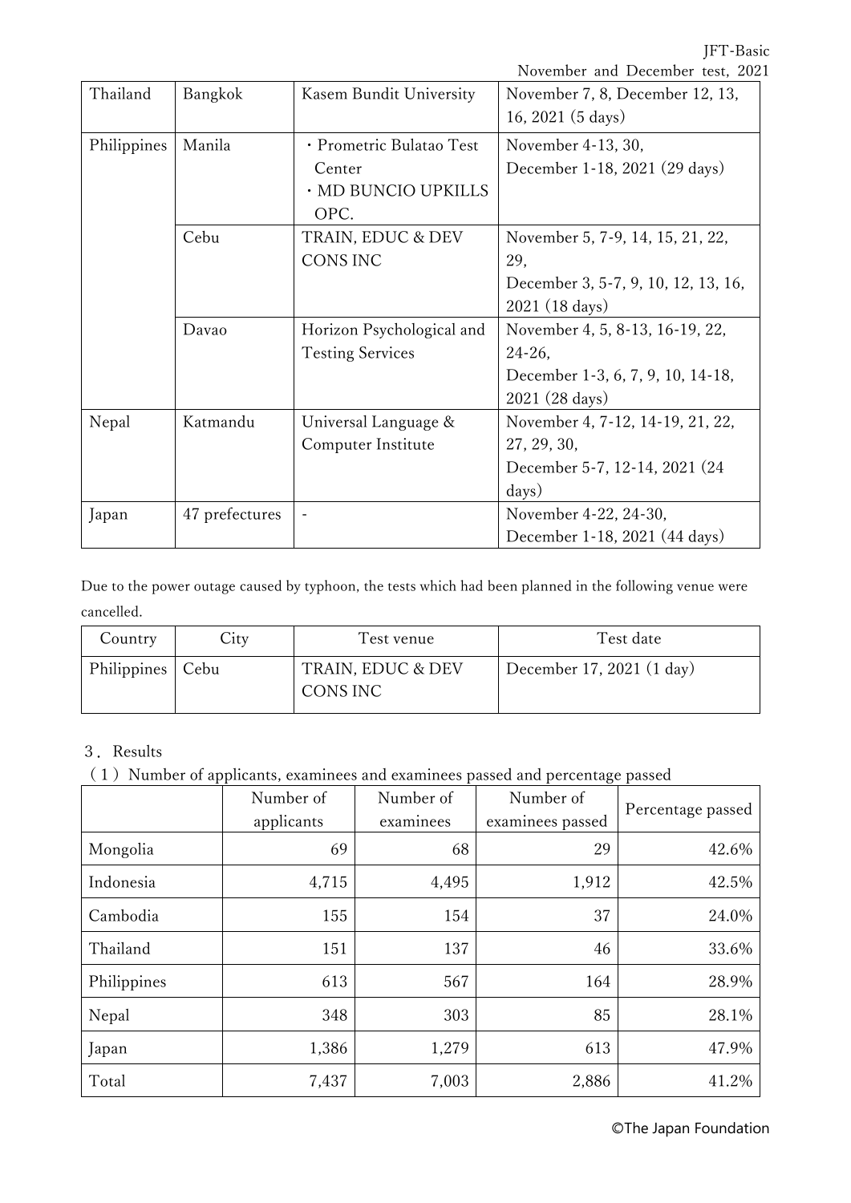| Thailand | Bangkok | Kasem Bundit University | November 7, 8, December 12, 13, 16, 2021 (5 days) |
|---|---|---|---|
| Philippines | Manila | ・Prometric Bulatao Test Center<br>・MD BUNCIO UPKILLS OPC. | November 4-13, 30,<br>December 1-18, 2021 (29 days) |
| | Cebu | TRAIN, EDUC & DEV CONS INC | November 5, 7-9, 14, 15, 21, 22, 29,<br>December 3, 5-7, 9, 10, 12, 13, 16, 2021 (18 days) |
| | Davao | Horizon Psychological and Testing Services | November 4, 5, 8-13, 16-19, 22, 24-26,<br>December 1-3, 6, 7, 9, 10, 14-18, 2021 (28 days) |
| Nepal | Katmandu | Universal Language & Computer Institute | November 4, 7-12, 14-19, 21, 22, 27, 29, 30,<br>December 5-7, 12-14, 2021 (24 days) |
| Japan | 47 prefectures | - | November 4-22, 24-30,<br>December 1-18, 2021 (44 days) |

Due to the power outage caused by typhoon, the tests which had been planned in the following venue were cancelled.

| Country | City | Test venue | Test date |
|---|---|---|---|
| Philippines | Cebu | TRAIN, EDUC & DEV CONS INC | December 17, 2021 (1 day) |

## 3．Results

（1）Number of applicants, examinees and examinees passed and percentage passed

| | Number of applicants | Number of examinees | Number of examinees passed | Percentage passed |
|---|---|---|---|---|
| Mongolia | 69 | 68 | 29 | 42.6% |
| Indonesia | 4,715 | 4,495 | 1,912 | 42.5% |
| Cambodia | 155 | 154 | 37 | 24.0% |
| Thailand | 151 | 137 | 46 | 33.6% |
| Philippines | 613 | 567 | 164 | 28.9% |
| Nepal | 348 | 303 | 85 | 28.1% |
| Japan | 1,386 | 1,279 | 613 | 47.9% |
| Total | 7,437 | 7,003 | 2,886 | 41.2% |

©The Japan Foundation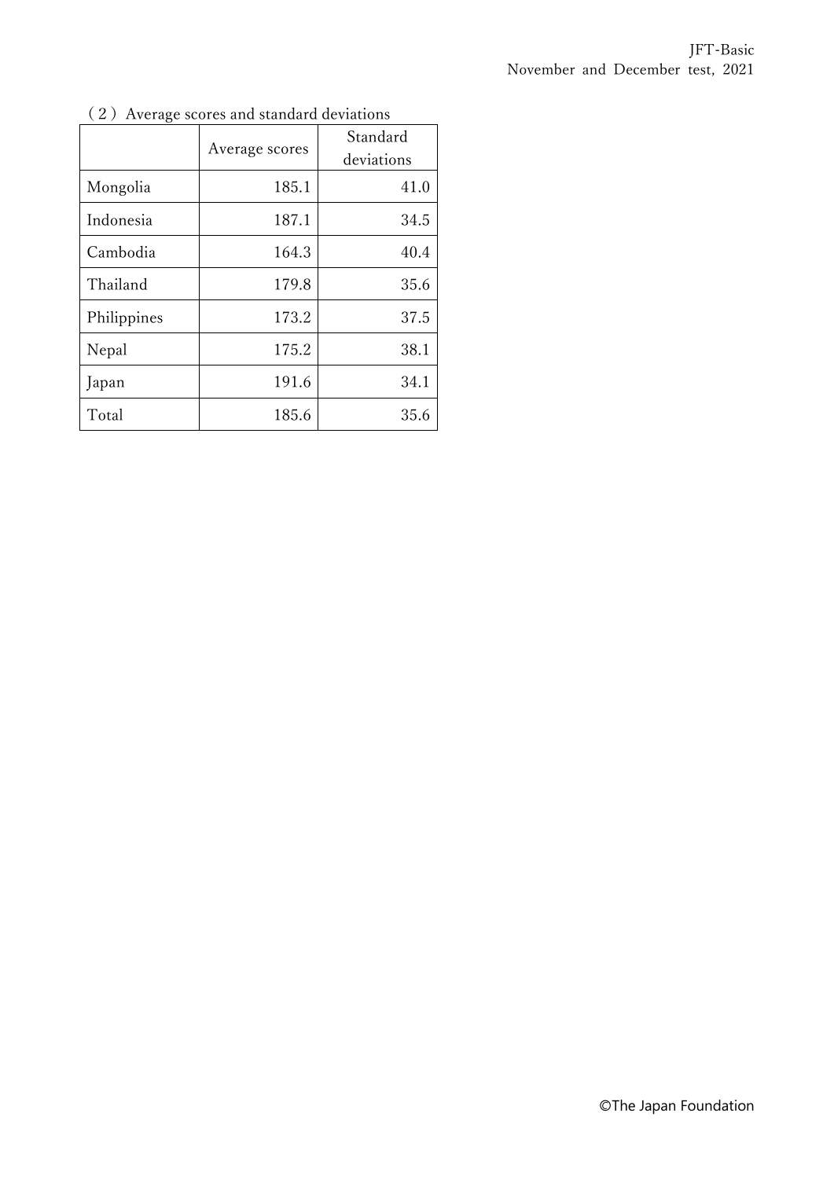（２）Average scores and standard deviations

| | Average scores | Standard deviations |
|---|---|---|
| Mongolia | 185.1 | 41.0 |
| Indonesia | 187.1 | 34.5 |
| Cambodia | 164.3 | 40.4 |
| Thailand | 179.8 | 35.6 |
| Philippines | 173.2 | 37.5 |
| Nepal | 175.2 | 38.1 |
| Japan | 191.6 | 34.1 |
| Total | 185.6 | 35.6 |